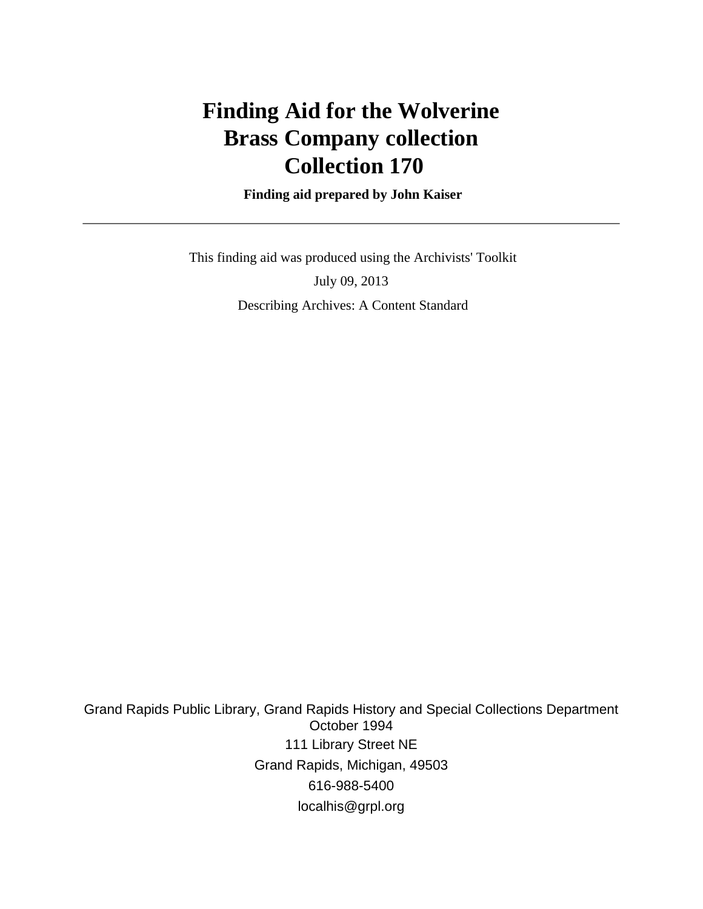# Finding Aid for the Wolverine Brass Company collection Collection 170

**Finding aid prepared by John Kaiser**

---

This finding aid was produced using the Archivists' Toolkit

July 09, 2013

Describing Archives: A Content Standard

Grand Rapids Public Library, Grand Rapids History and Special Collections Department
October 1994
111 Library Street NE
Grand Rapids, Michigan, 49503
616-988-5400
localhis@grpl.org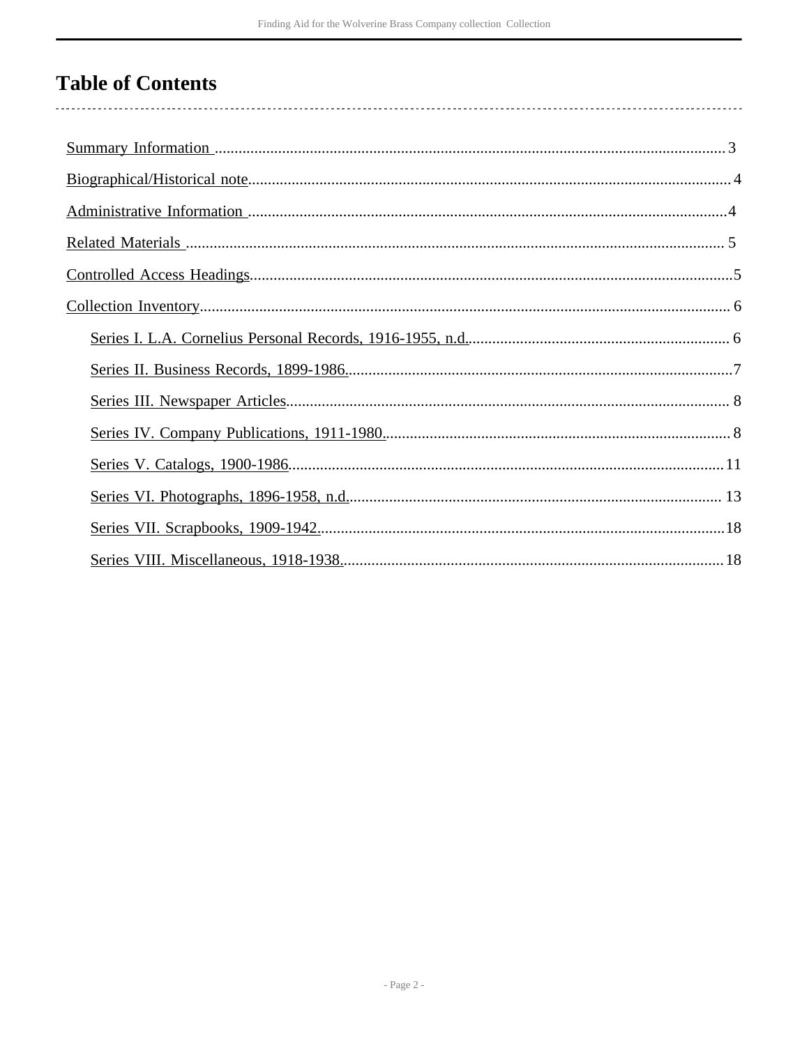# Table of Contents

- Summary Information .......... 3
- Biographical/Historical note .......... 4
- Administrative Information .......... 4
- Related Materials .......... 5
- Controlled Access Headings .......... 5
- Collection Inventory .......... 6
    - Series I. L.A. Cornelius Personal Records, 1916-1955, n.d. .......... 6
    - Series II. Business Records, 1899-1986 .......... 7
    - Series III. Newspaper Articles .......... 8
    - Series IV. Company Publications, 1911-1980 .......... 8
    - Series V. Catalogs, 1900-1986 .......... 11
    - Series VI. Photographs, 1896-1958, n.d. .......... 13
    - Series VII. Scrapbooks, 1909-1942 .......... 18
    - Series VIII. Miscellaneous, 1918-1938 .......... 18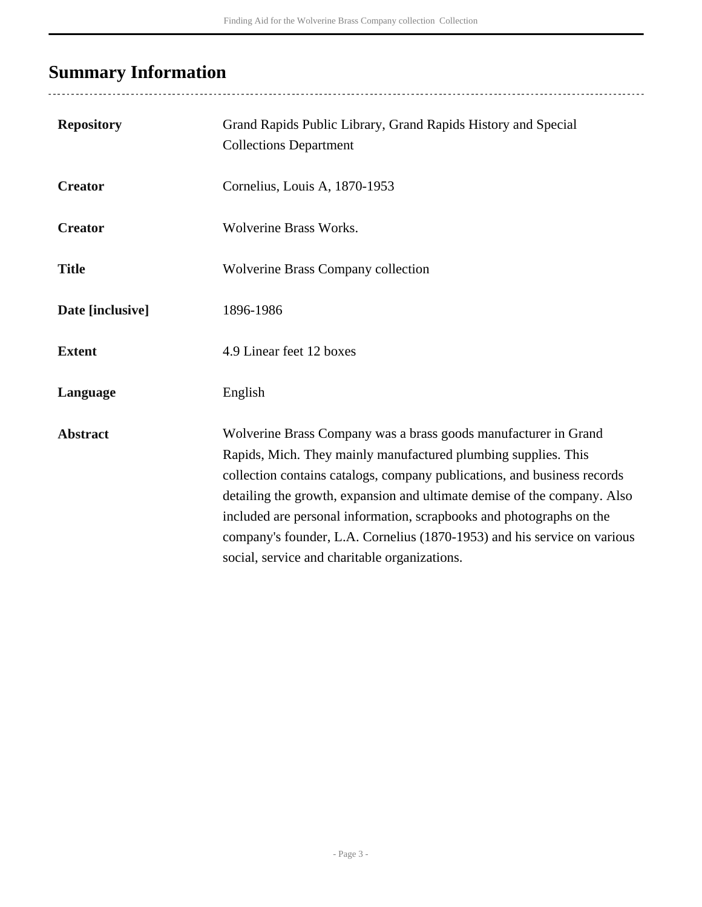## Summary Information

| | |
|---|---|
| **Repository** | Grand Rapids Public Library, Grand Rapids History and Special Collections Department |
| **Creator** | Cornelius, Louis A, 1870-1953 |
| **Creator** | Wolverine Brass Works. |
| **Title** | Wolverine Brass Company collection |
| **Date [inclusive]** | 1896-1986 |
| **Extent** | 4.9 Linear feet 12 boxes |
| **Language** | English |
| **Abstract** | Wolverine Brass Company was a brass goods manufacturer in Grand Rapids, Mich. They mainly manufactured plumbing supplies. This collection contains catalogs, company publications, and business records detailing the growth, expansion and ultimate demise of the company. Also included are personal information, scrapbooks and photographs on the company's founder, L.A. Cornelius (1870-1953) and his service on various social, service and charitable organizations. |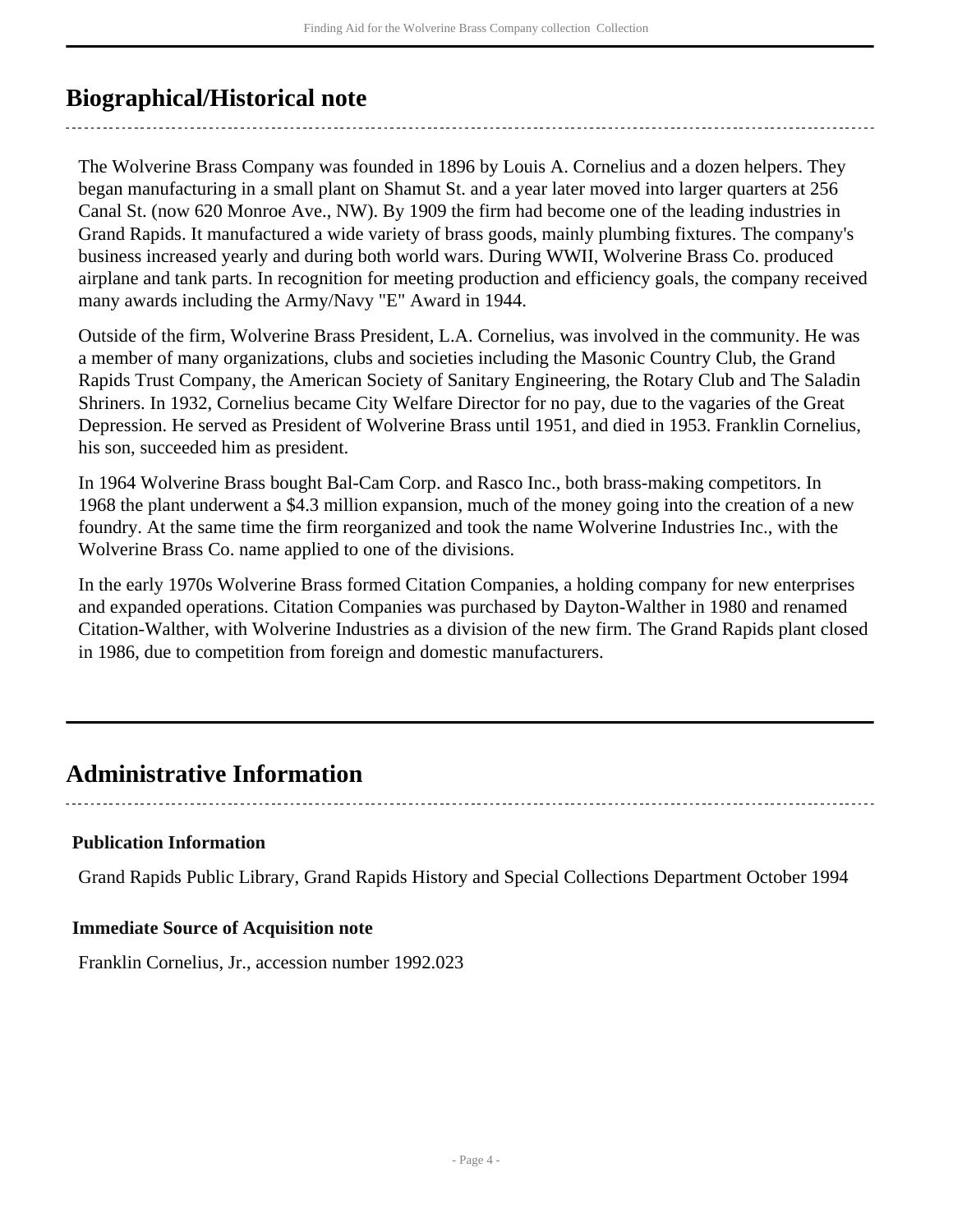## Biographical/Historical note

The Wolverine Brass Company was founded in 1896 by Louis A. Cornelius and a dozen helpers. They began manufacturing in a small plant on Shamut St. and a year later moved into larger quarters at 256 Canal St. (now 620 Monroe Ave., NW). By 1909 the firm had become one of the leading industries in Grand Rapids. It manufactured a wide variety of brass goods, mainly plumbing fixtures. The company's business increased yearly and during both world wars. During WWII, Wolverine Brass Co. produced airplane and tank parts. In recognition for meeting production and efficiency goals, the company received many awards including the Army/Navy "E" Award in 1944.

Outside of the firm, Wolverine Brass President, L.A. Cornelius, was involved in the community. He was a member of many organizations, clubs and societies including the Masonic Country Club, the Grand Rapids Trust Company, the American Society of Sanitary Engineering, the Rotary Club and The Saladin Shriners. In 1932, Cornelius became City Welfare Director for no pay, due to the vagaries of the Great Depression. He served as President of Wolverine Brass until 1951, and died in 1953. Franklin Cornelius, his son, succeeded him as president.

In 1964 Wolverine Brass bought Bal-Cam Corp. and Rasco Inc., both brass-making competitors. In 1968 the plant underwent a $4.3 million expansion, much of the money going into the creation of a new foundry. At the same time the firm reorganized and took the name Wolverine Industries Inc., with the Wolverine Brass Co. name applied to one of the divisions.

In the early 1970s Wolverine Brass formed Citation Companies, a holding company for new enterprises and expanded operations. Citation Companies was purchased by Dayton-Walther in 1980 and renamed Citation-Walther, with Wolverine Industries as a division of the new firm. The Grand Rapids plant closed in 1986, due to competition from foreign and domestic manufacturers.

## Administrative Information

### Publication Information

Grand Rapids Public Library, Grand Rapids History and Special Collections Department October 1994

### Immediate Source of Acquisition note

Franklin Cornelius, Jr., accession number 1992.023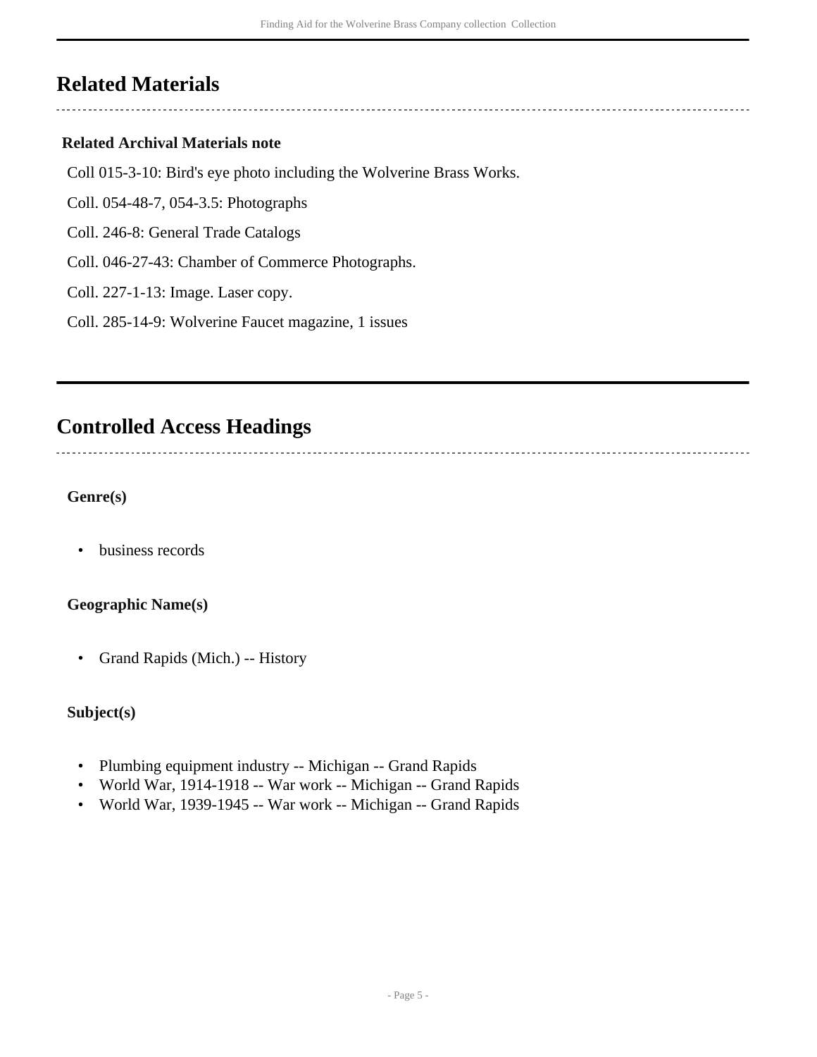## Related Materials

### Related Archival Materials note

Coll 015-3-10: Bird's eye photo including the Wolverine Brass Works.

Coll. 054-48-7, 054-3.5: Photographs

Coll. 246-8: General Trade Catalogs

Coll. 046-27-43: Chamber of Commerce Photographs.

Coll. 227-1-13: Image. Laser copy.

Coll. 285-14-9: Wolverine Faucet magazine, 1 issues

## Controlled Access Headings

### Genre(s)

- business records

### Geographic Name(s)

- Grand Rapids (Mich.) -- History

### Subject(s)

- Plumbing equipment industry -- Michigan -- Grand Rapids
- World War, 1914-1918 -- War work -- Michigan -- Grand Rapids
- World War, 1939-1945 -- War work -- Michigan -- Grand Rapids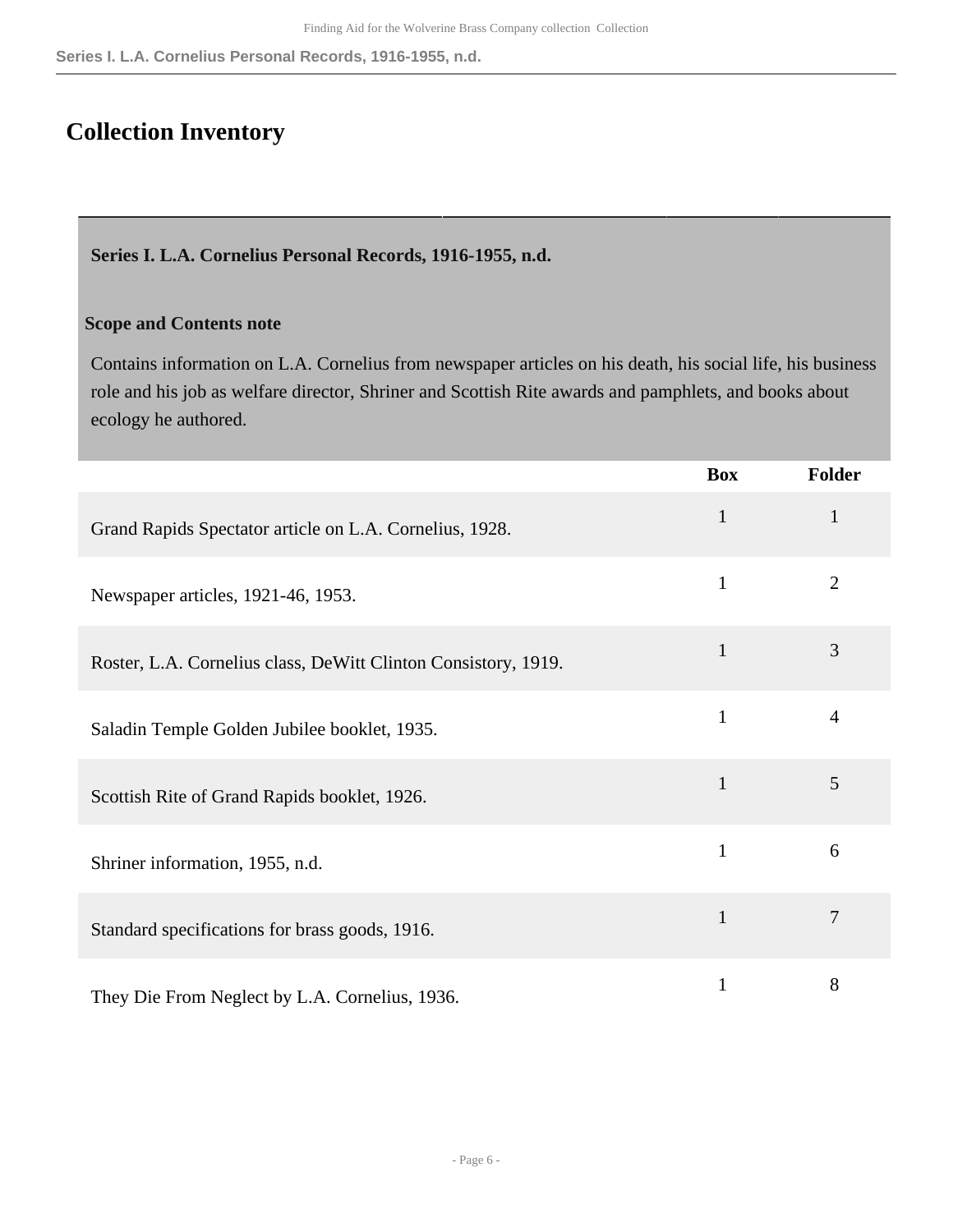## Collection Inventory

### Series I. L.A. Cornelius Personal Records, 1916-1955, n.d.

**Scope and Contents note**

Contains information on L.A. Cornelius from newspaper articles on his death, his social life, his business role and his job as welfare director, Shriner and Scottish Rite awards and pamphlets, and books about ecology he authored.

| | Box | Folder |
|---|---|---|
| Grand Rapids Spectator article on L.A. Cornelius, 1928. | 1 | 1 |
| Newspaper articles, 1921-46, 1953. | 1 | 2 |
| Roster, L.A. Cornelius class, DeWitt Clinton Consistory, 1919. | 1 | 3 |
| Saladin Temple Golden Jubilee booklet, 1935. | 1 | 4 |
| Scottish Rite of Grand Rapids booklet, 1926. | 1 | 5 |
| Shriner information, 1955, n.d. | 1 | 6 |
| Standard specifications for brass goods, 1916. | 1 | 7 |
| They Die From Neglect by L.A. Cornelius, 1936. | 1 | 8 |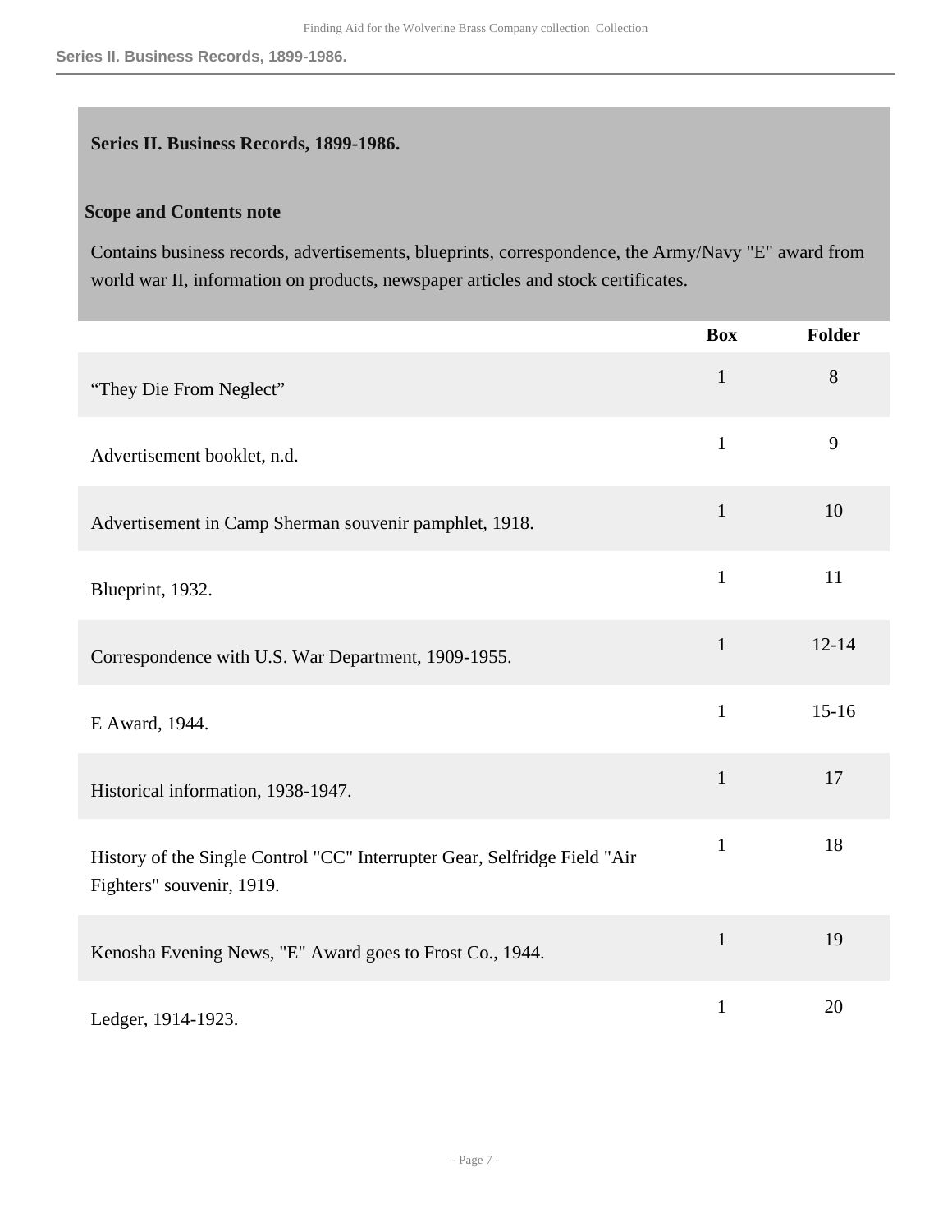## Series II. Business Records, 1899-1986.

### Scope and Contents note

Contains business records, advertisements, blueprints, correspondence, the Army/Navy "E" award from world war II, information on products, newspaper articles and stock certificates.

| | Box | Folder |
|---|---|---|
| “They Die From Neglect” | 1 | 8 |
| Advertisement booklet, n.d. | 1 | 9 |
| Advertisement in Camp Sherman souvenir pamphlet, 1918. | 1 | 10 |
| Blueprint, 1932. | 1 | 11 |
| Correspondence with U.S. War Department, 1909-1955. | 1 | 12-14 |
| E Award, 1944. | 1 | 15-16 |
| Historical information, 1938-1947. | 1 | 17 |
| History of the Single Control "CC" Interrupter Gear, Selfridge Field "Air Fighters" souvenir, 1919. | 1 | 18 |
| Kenosha Evening News, "E" Award goes to Frost Co., 1944. | 1 | 19 |
| Ledger, 1914-1923. | 1 | 20 |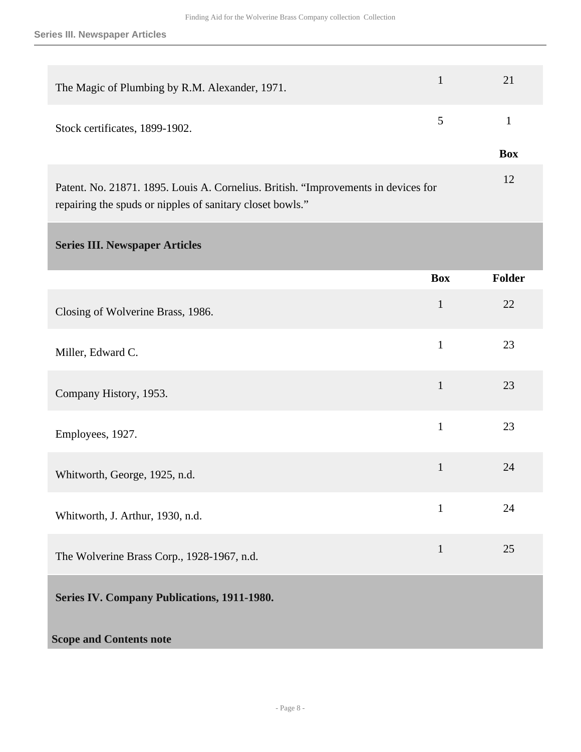| | | |
|---|---|---|
| The Magic of Plumbing by R.M. Alexander, 1971. | 1 | 21 |
| Stock certificates, 1899-1902. | 5 | 1 |

| | Box |
|---|---|
| Patent. No. 21871. 1895. Louis A. Cornelius. British. "Improvements in devices for repairing the spuds or nipples of sanitary closet bowls." | 12 |

## Series III. Newspaper Articles

| | Box | Folder |
|---|---|---|
| Closing of Wolverine Brass, 1986. | 1 | 22 |
| Miller, Edward C. | 1 | 23 |
| Company History, 1953. | 1 | 23 |
| Employees, 1927. | 1 | 23 |
| Whitworth, George, 1925, n.d. | 1 | 24 |
| Whitworth, J. Arthur, 1930, n.d. | 1 | 24 |
| The Wolverine Brass Corp., 1928-1967, n.d. | 1 | 25 |

## Series IV. Company Publications, 1911-1980.

**Scope and Contents note**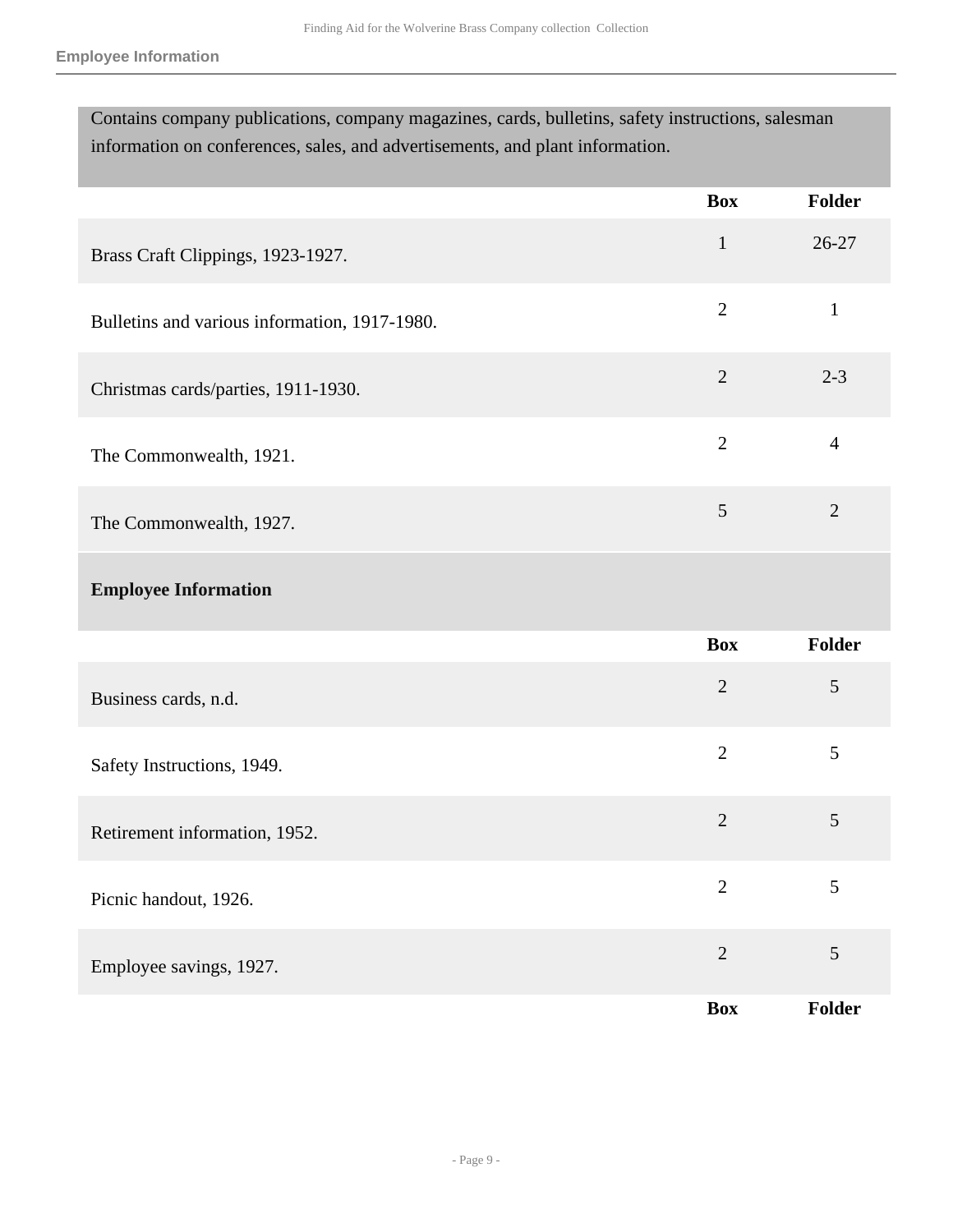Contains company publications, company magazines, cards, bulletins, safety instructions, salesman information on conferences, sales, and advertisements, and plant information.

| | Box | Folder |
|---|---|---|
| Brass Craft Clippings, 1923-1927. | 1 | 26-27 |
| Bulletins and various information, 1917-1980. | 2 | 1 |
| Christmas cards/parties, 1911-1930. | 2 | 2-3 |
| The Commonwealth, 1921. | 2 | 4 |
| The Commonwealth, 1927. | 5 | 2 |

**Employee Information**

| | Box | Folder |
|---|---|---|
| Business cards, n.d. | 2 | 5 |
| Safety Instructions, 1949. | 2 | 5 |
| Retirement information, 1952. | 2 | 5 |
| Picnic handout, 1926. | 2 | 5 |
| Employee savings, 1927. | 2 | 5 |

| | Box | Folder |
|---|---|---|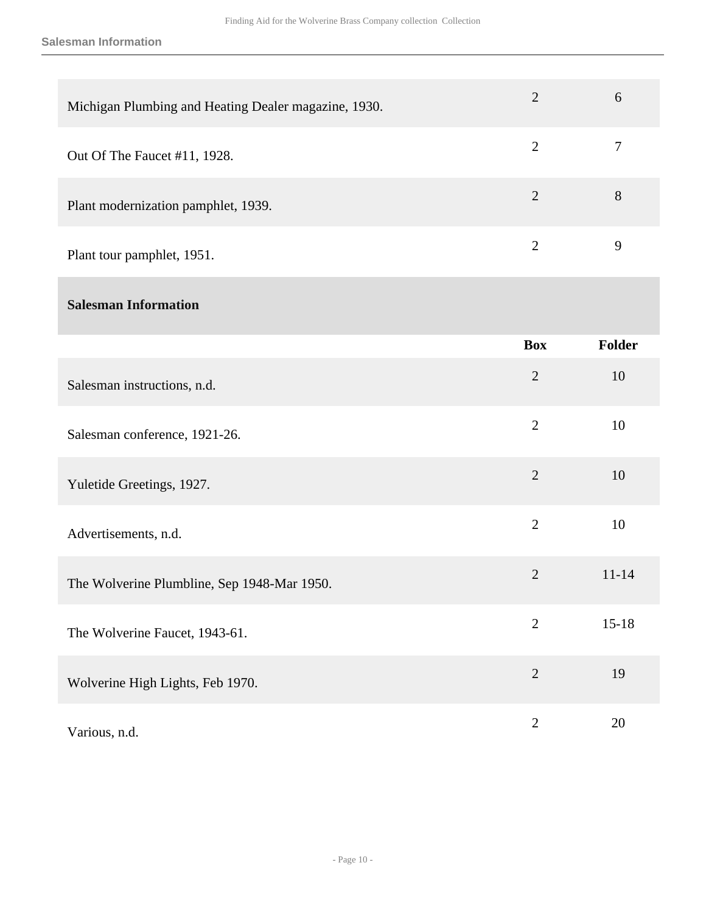| | Box | Folder |
|---|---|---|
| Michigan Plumbing and Heating Dealer magazine, 1930. | 2 | 6 |
| Out Of The Faucet #11, 1928. | 2 | 7 |
| Plant modernization pamphlet, 1939. | 2 | 8 |
| Plant tour pamphlet, 1951. | 2 | 9 |

## Salesman Information

| | Box | Folder |
|---|---|---|
| Salesman instructions, n.d. | 2 | 10 |
| Salesman conference, 1921-26. | 2 | 10 |
| Yuletide Greetings, 1927. | 2 | 10 |
| Advertisements, n.d. | 2 | 10 |
| The Wolverine Plumbline, Sep 1948-Mar 1950. | 2 | 11-14 |
| The Wolverine Faucet, 1943-61. | 2 | 15-18 |
| Wolverine High Lights, Feb 1970. | 2 | 19 |
| Various, n.d. | 2 | 20 |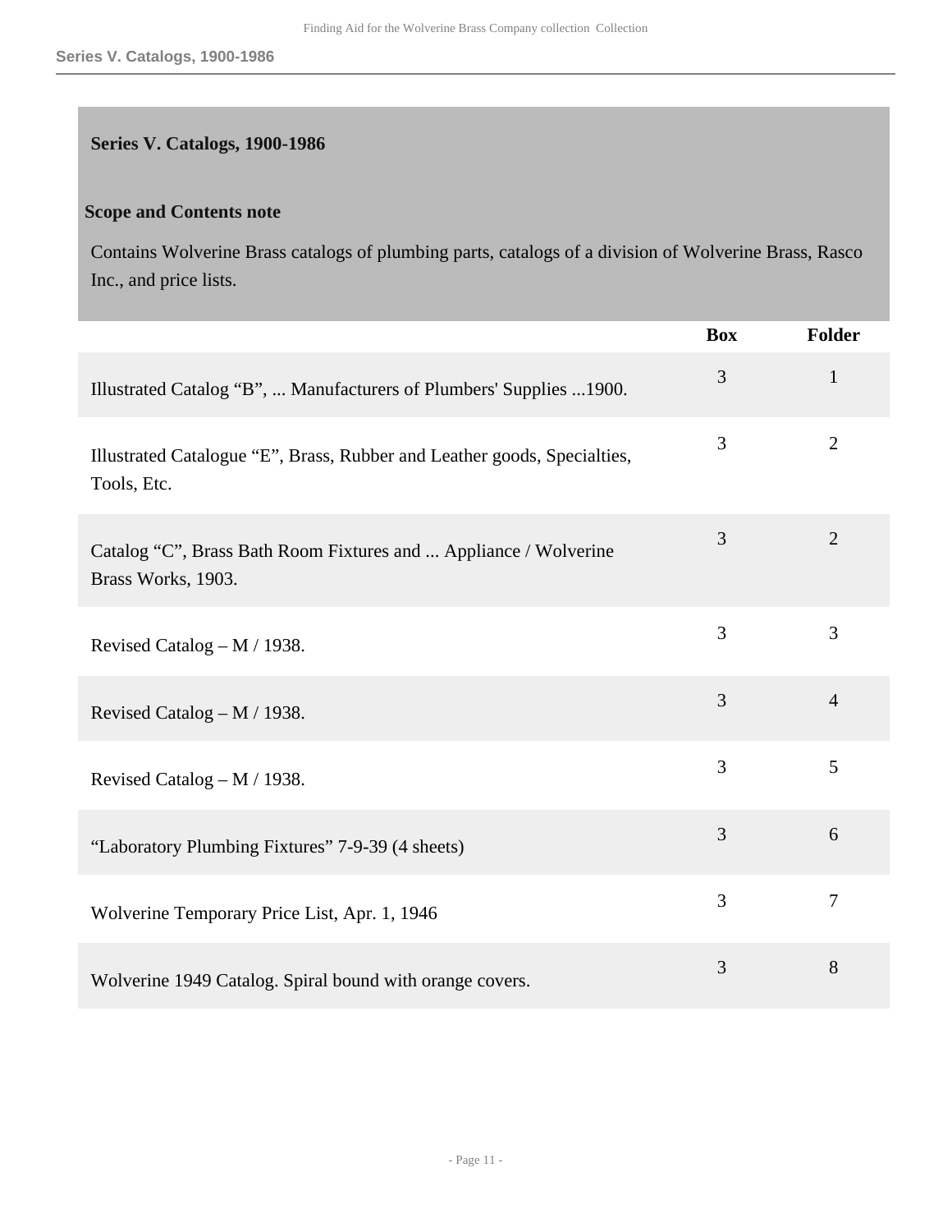## Series V. Catalogs, 1900-1986

### Scope and Contents note

Contains Wolverine Brass catalogs of plumbing parts, catalogs of a division of Wolverine Brass, Rasco Inc., and price lists.

| | Box | Folder |
|---|---|---|
| Illustrated Catalog “B”, ... Manufacturers of Plumbers' Supplies ...1900. | 3 | 1 |
| Illustrated Catalogue “E”, Brass, Rubber and Leather goods, Specialties, Tools, Etc. | 3 | 2 |
| Catalog “C”, Brass Bath Room Fixtures and ... Appliance / Wolverine Brass Works, 1903. | 3 | 2 |
| Revised Catalog – M / 1938. | 3 | 3 |
| Revised Catalog – M / 1938. | 3 | 4 |
| Revised Catalog – M / 1938. | 3 | 5 |
| “Laboratory Plumbing Fixtures” 7-9-39 (4 sheets) | 3 | 6 |
| Wolverine Temporary Price List, Apr. 1, 1946 | 3 | 7 |
| Wolverine 1949 Catalog. Spiral bound with orange covers. | 3 | 8 |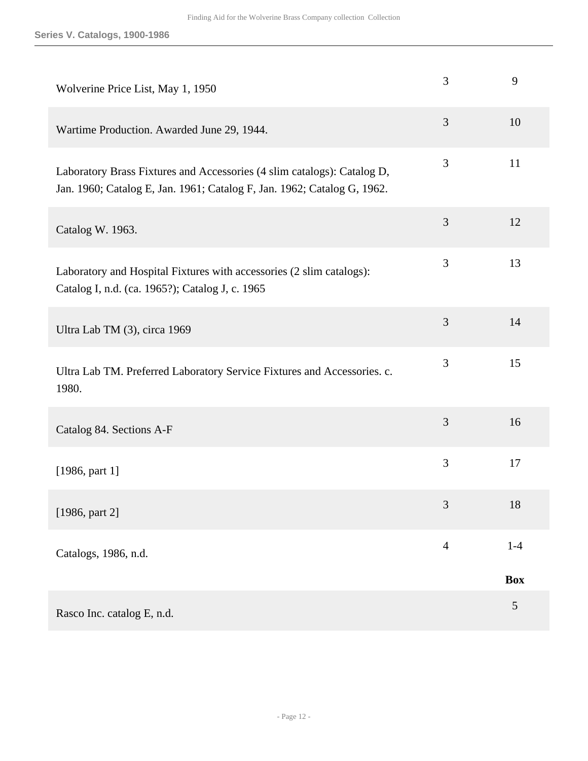| | | |
|---|---|---|
| Wolverine Price List, May 1, 1950 | 3 | 9 |
| Wartime Production. Awarded June 29, 1944. | 3 | 10 |
| Laboratory Brass Fixtures and Accessories (4 slim catalogs): Catalog D, Jan. 1960; Catalog E, Jan. 1961; Catalog F, Jan. 1962; Catalog G, 1962. | 3 | 11 |
| Catalog W. 1963. | 3 | 12 |
| Laboratory and Hospital Fixtures with accessories (2 slim catalogs): Catalog I, n.d. (ca. 1965?); Catalog J, c. 1965 | 3 | 13 |
| Ultra Lab TM (3), circa 1969 | 3 | 14 |
| Ultra Lab TM. Preferred Laboratory Service Fixtures and Accessories. c. 1980. | 3 | 15 |
| Catalog 84. Sections A-F | 3 | 16 |
| [1986, part 1] | 3 | 17 |
| [1986, part 2] | 3 | 18 |
| Catalogs, 1986, n.d. | 4 | 1-4 |

| | Box |
|---|---|
| Rasco Inc. catalog E, n.d. | 5 |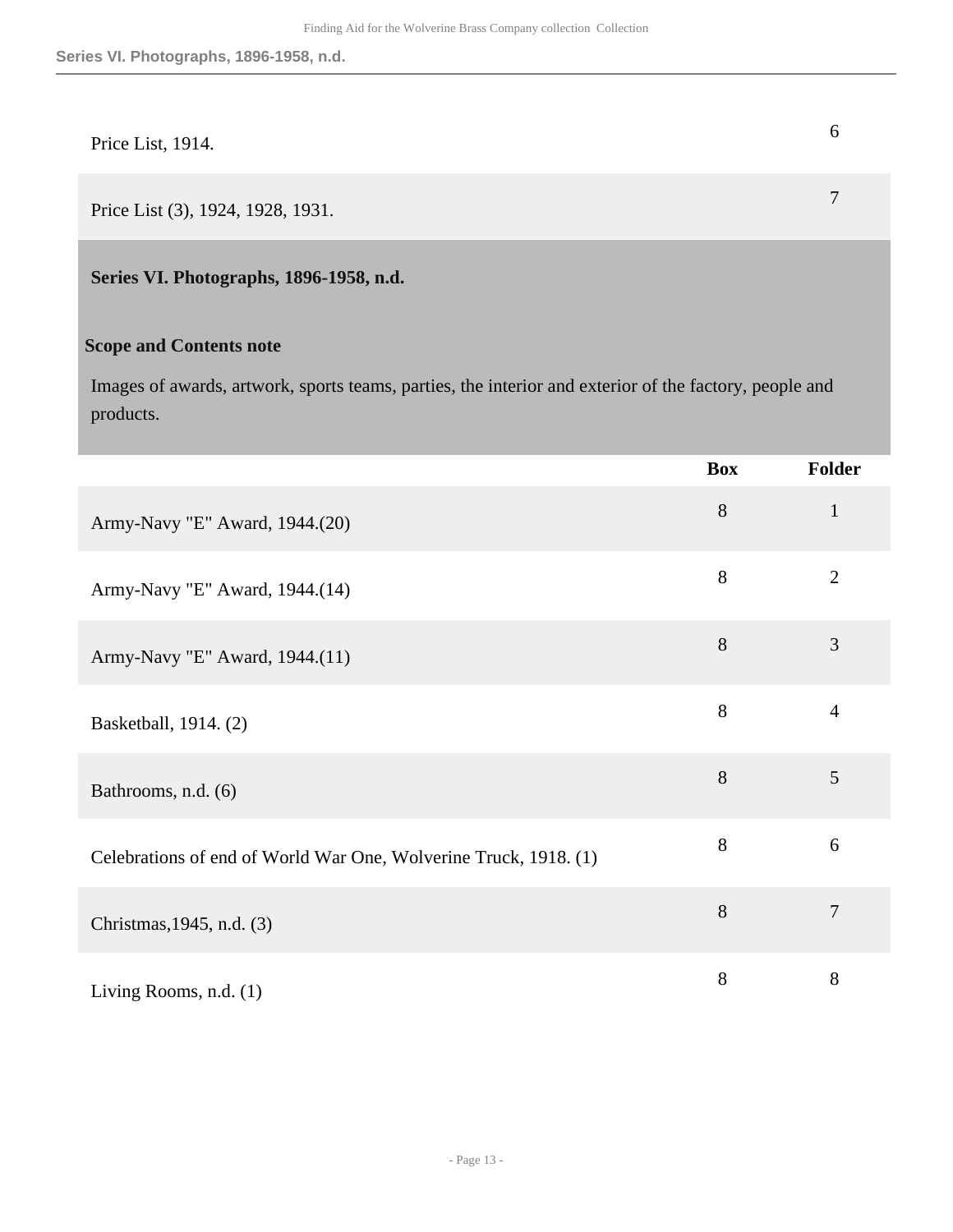| | | |
|---|---|---|
| Price List, 1914. | | 6 |
| Price List (3), 1924, 1928, 1931. | | 7 |

## Series VI. Photographs, 1896-1958, n.d.

### Scope and Contents note

Images of awards, artwork, sports teams, parties, the interior and exterior of the factory, people and products.

| | Box | Folder |
|---|---|---|
| Army-Navy "E" Award, 1944.(20) | 8 | 1 |
| Army-Navy "E" Award, 1944.(14) | 8 | 2 |
| Army-Navy "E" Award, 1944.(11) | 8 | 3 |
| Basketball, 1914. (2) | 8 | 4 |
| Bathrooms, n.d. (6) | 8 | 5 |
| Celebrations of end of World War One, Wolverine Truck, 1918. (1) | 8 | 6 |
| Christmas,1945, n.d. (3) | 8 | 7 |
| Living Rooms, n.d. (1) | 8 | 8 |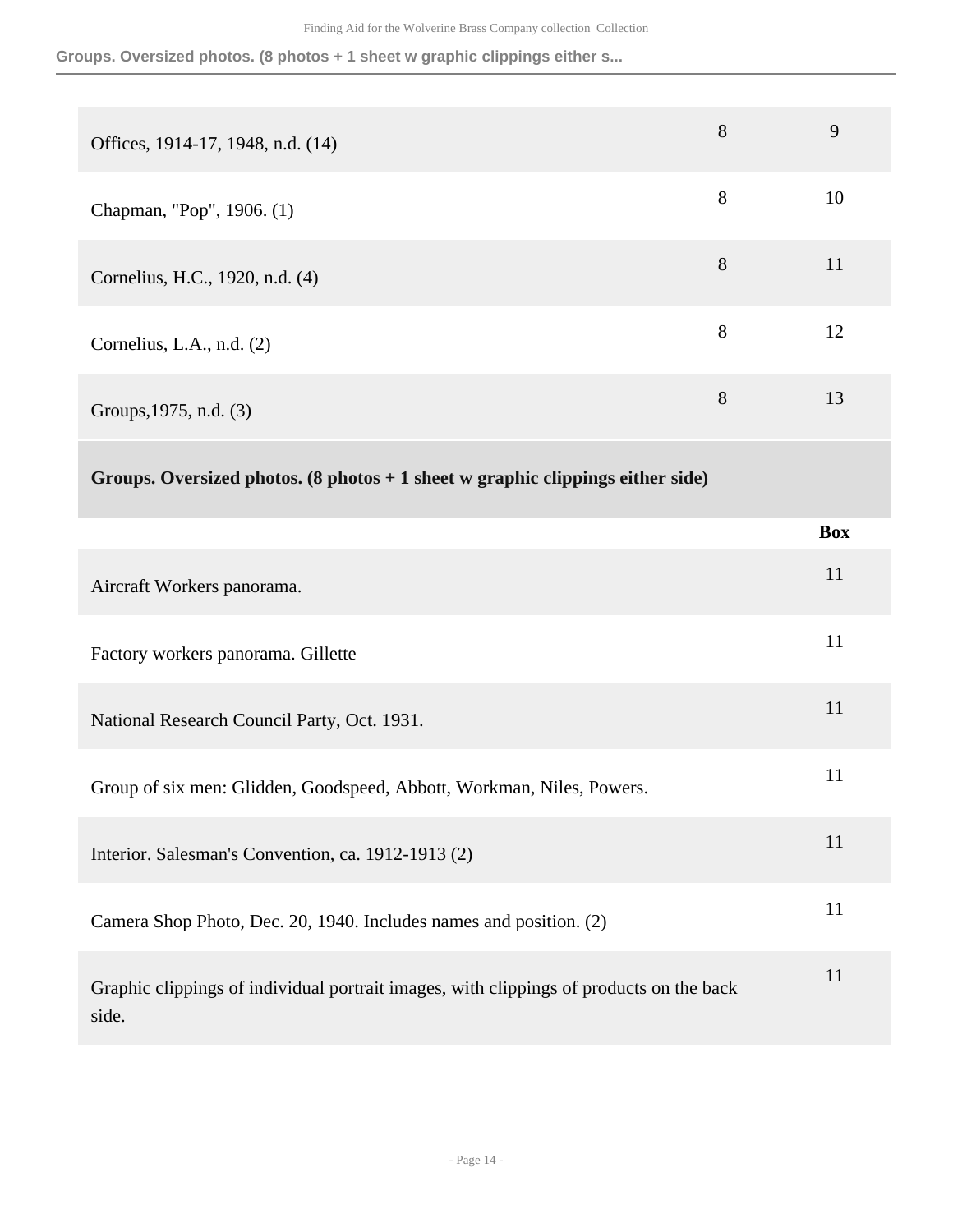| | | |
|---|---|---|
| Offices, 1914-17, 1948, n.d. (14) | 8 | 9 |
| Chapman, "Pop", 1906. (1) | 8 | 10 |
| Cornelius, H.C., 1920, n.d. (4) | 8 | 11 |
| Cornelius, L.A., n.d. (2) | 8 | 12 |
| Groups,1975, n.d. (3) | 8 | 13 |

### Groups. Oversized photos. (8 photos + 1 sheet w graphic clippings either side)

| | Box |
|---|---|
| Aircraft Workers panorama. | 11 |
| Factory workers panorama. Gillette | 11 |
| National Research Council Party, Oct. 1931. | 11 |
| Group of six men: Glidden, Goodspeed, Abbott, Workman, Niles, Powers. | 11 |
| Interior. Salesman's Convention, ca. 1912-1913 (2) | 11 |
| Camera Shop Photo, Dec. 20, 1940. Includes names and position. (2) | 11 |
| Graphic clippings of individual portrait images, with clippings of products on the back side. | 11 |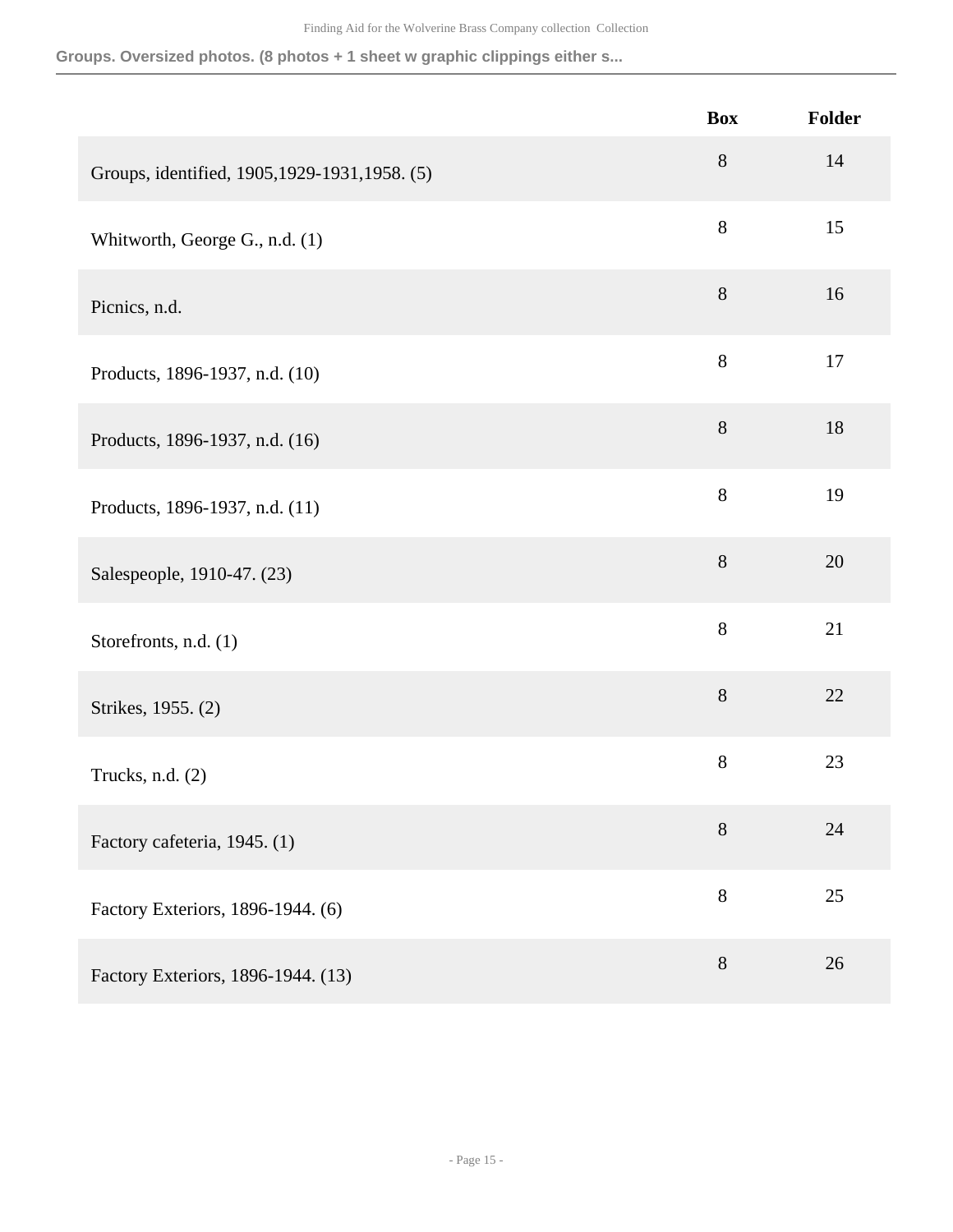**Groups. Oversized photos. (8 photos + 1 sheet w graphic clippings either s...**

| | Box | Folder |
|---|---|---|
| Groups, identified, 1905,1929-1931,1958. (5) | 8 | 14 |
| Whitworth, George G., n.d. (1) | 8 | 15 |
| Picnics, n.d. | 8 | 16 |
| Products, 1896-1937, n.d. (10) | 8 | 17 |
| Products, 1896-1937, n.d. (16) | 8 | 18 |
| Products, 1896-1937, n.d. (11) | 8 | 19 |
| Salespeople, 1910-47. (23) | 8 | 20 |
| Storefronts, n.d. (1) | 8 | 21 |
| Strikes, 1955. (2) | 8 | 22 |
| Trucks, n.d. (2) | 8 | 23 |
| Factory cafeteria, 1945. (1) | 8 | 24 |
| Factory Exteriors, 1896-1944. (6) | 8 | 25 |
| Factory Exteriors, 1896-1944. (13) | 8 | 26 |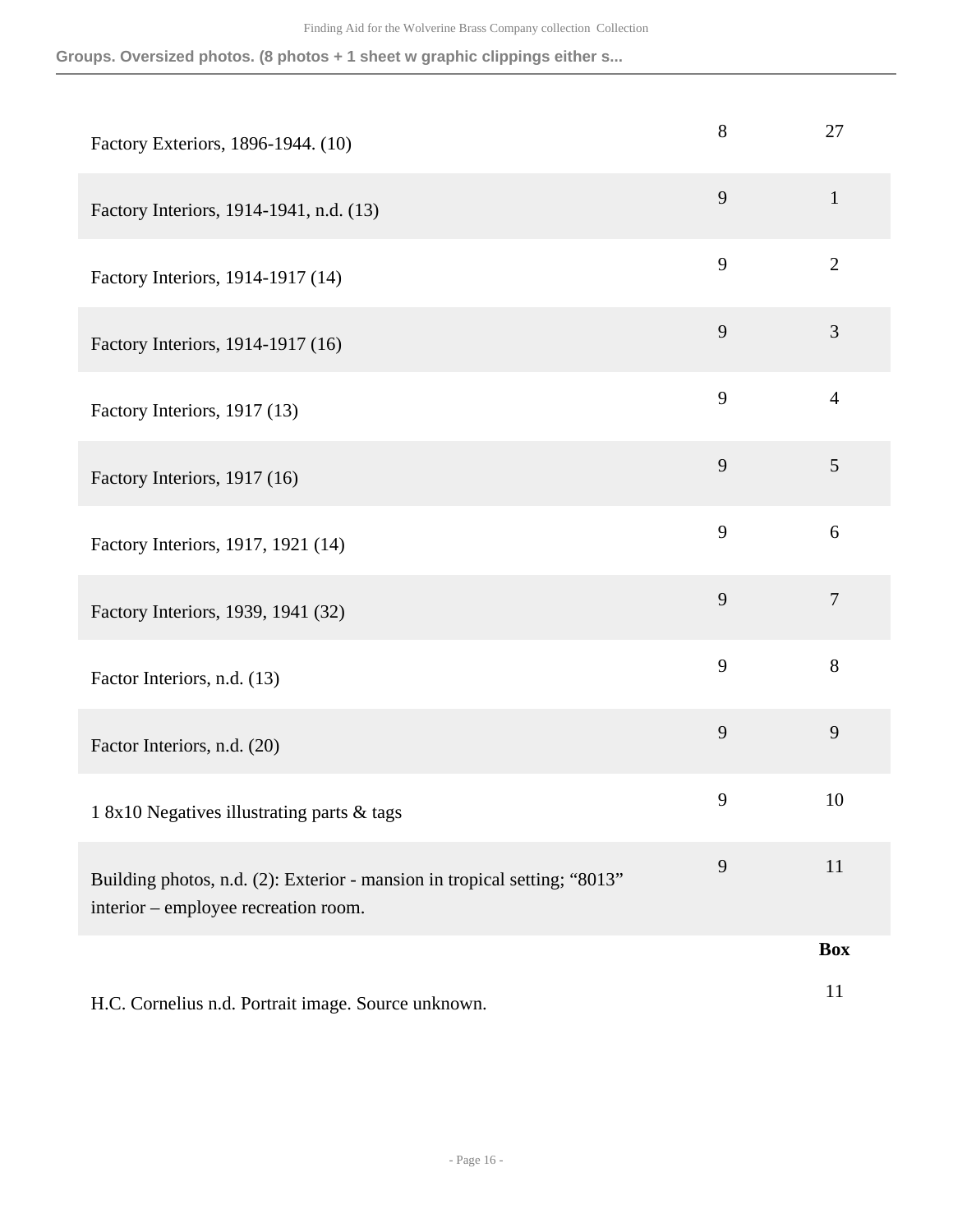Groups. Oversized photos. (8 photos + 1 sheet w graphic clippings either s...

| | | |
|---|---|---|
| Factory Exteriors, 1896-1944. (10) | 8 | 27 |
| Factory Interiors, 1914-1941, n.d. (13) | 9 | 1 |
| Factory Interiors, 1914-1917 (14) | 9 | 2 |
| Factory Interiors, 1914-1917 (16) | 9 | 3 |
| Factory Interiors, 1917 (13) | 9 | 4 |
| Factory Interiors, 1917 (16) | 9 | 5 |
| Factory Interiors, 1917, 1921 (14) | 9 | 6 |
| Factory Interiors, 1939, 1941 (32) | 9 | 7 |
| Factor Interiors, n.d. (13) | 9 | 8 |
| Factor Interiors, n.d. (20) | 9 | 9 |
| 1 8x10 Negatives illustrating parts & tags | 9 | 10 |
| Building photos, n.d. (2): Exterior - mansion in tropical setting; “8013” interior – employee recreation room. | 9 | 11 |

| | **Box** |
|---|---|
| H.C. Cornelius n.d. Portrait image. Source unknown. | 11 |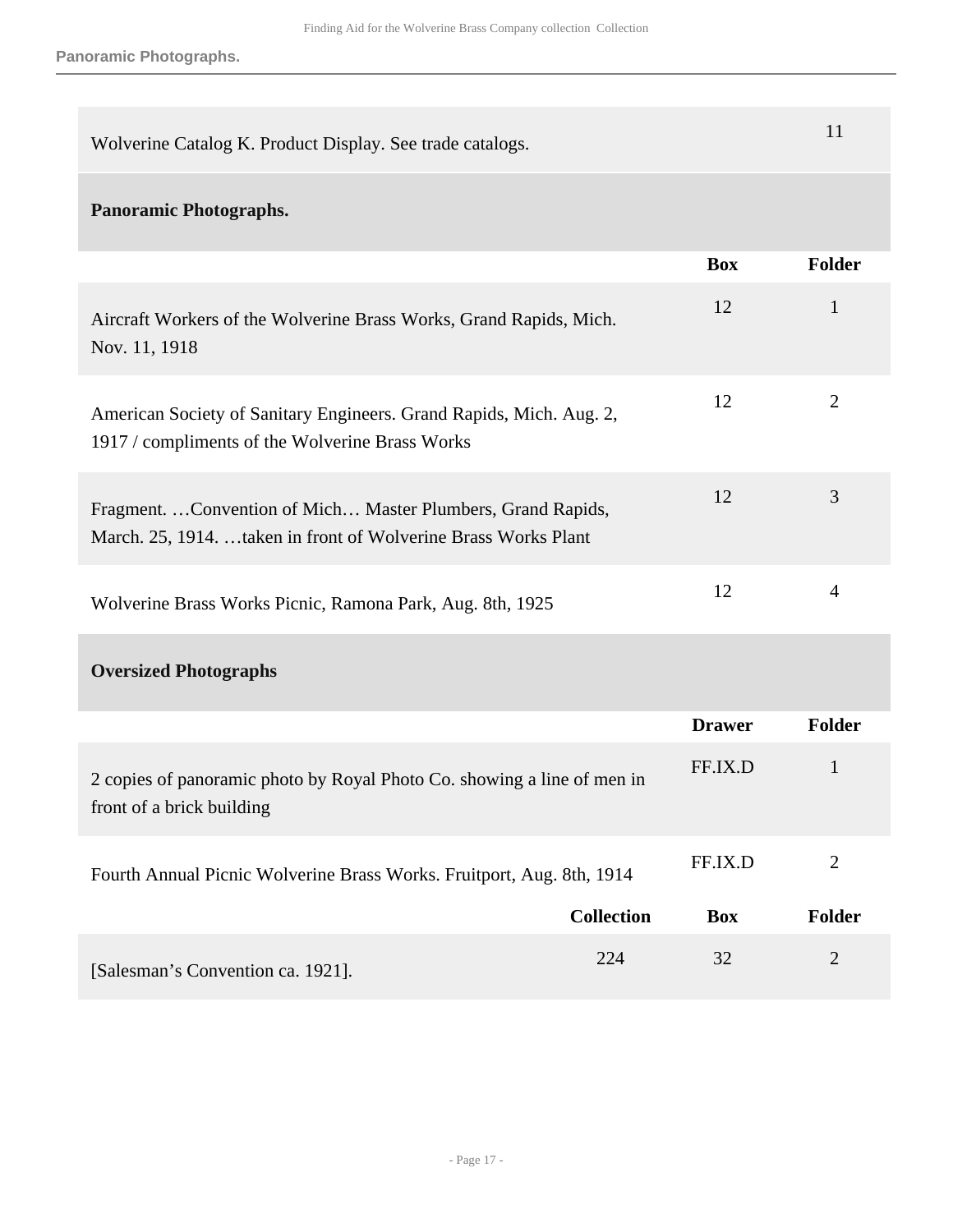| | | |
|---|---|---|
| Wolverine Catalog K. Product Display. See trade catalogs. | | 11 |

### Panoramic Photographs.

| | Box | Folder |
|---|---|---|
| Aircraft Workers of the Wolverine Brass Works, Grand Rapids, Mich. Nov. 11, 1918 | 12 | 1 |
| American Society of Sanitary Engineers. Grand Rapids, Mich. Aug. 2, 1917 / compliments of the Wolverine Brass Works | 12 | 2 |
| Fragment. …Convention of Mich… Master Plumbers, Grand Rapids, March. 25, 1914. …taken in front of Wolverine Brass Works Plant | 12 | 3 |
| Wolverine Brass Works Picnic, Ramona Park, Aug. 8th, 1925 | 12 | 4 |

### Oversized Photographs

| | Drawer | Folder |
|---|---|---|
| 2 copies of panoramic photo by Royal Photo Co. showing a line of men in front of a brick building | FF.IX.D | 1 |
| Fourth Annual Picnic Wolverine Brass Works. Fruitport, Aug. 8th, 1914 | FF.IX.D | 2 |

| | Collection | Box | Folder |
|---|---|---|---|
| [Salesman's Convention ca. 1921]. | 224 | 32 | 2 |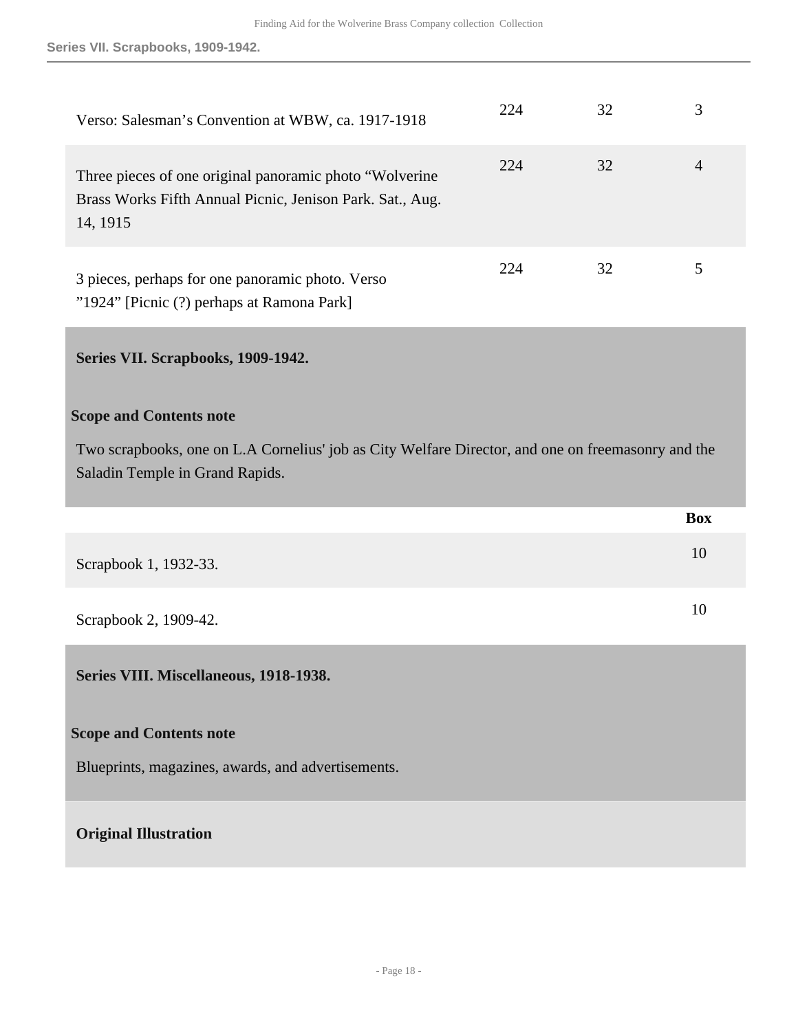| | | | |
|---|---|---|---|
| Verso: Salesman’s Convention at WBW, ca. 1917-1918 | 224 | 32 | 3 |
| Three pieces of one original panoramic photo “Wolverine Brass Works Fifth Annual Picnic, Jenison Park. Sat., Aug. 14, 1915 | 224 | 32 | 4 |
| 3 pieces, perhaps for one panoramic photo. Verso ”1924” [Picnic (?) perhaps at Ramona Park] | 224 | 32 | 5 |

## Series VII. Scrapbooks, 1909-1942.

**Scope and Contents note**

Two scrapbooks, one on L.A Cornelius' job as City Welfare Director, and one on freemasonry and the Saladin Temple in Grand Rapids.

| | Box |
|---|---|
| Scrapbook 1, 1932-33. | 10 |
| Scrapbook 2, 1909-42. | 10 |

## Series VIII. Miscellaneous, 1918-1938.

**Scope and Contents note**

Blueprints, magazines, awards, and advertisements.

### Original Illustration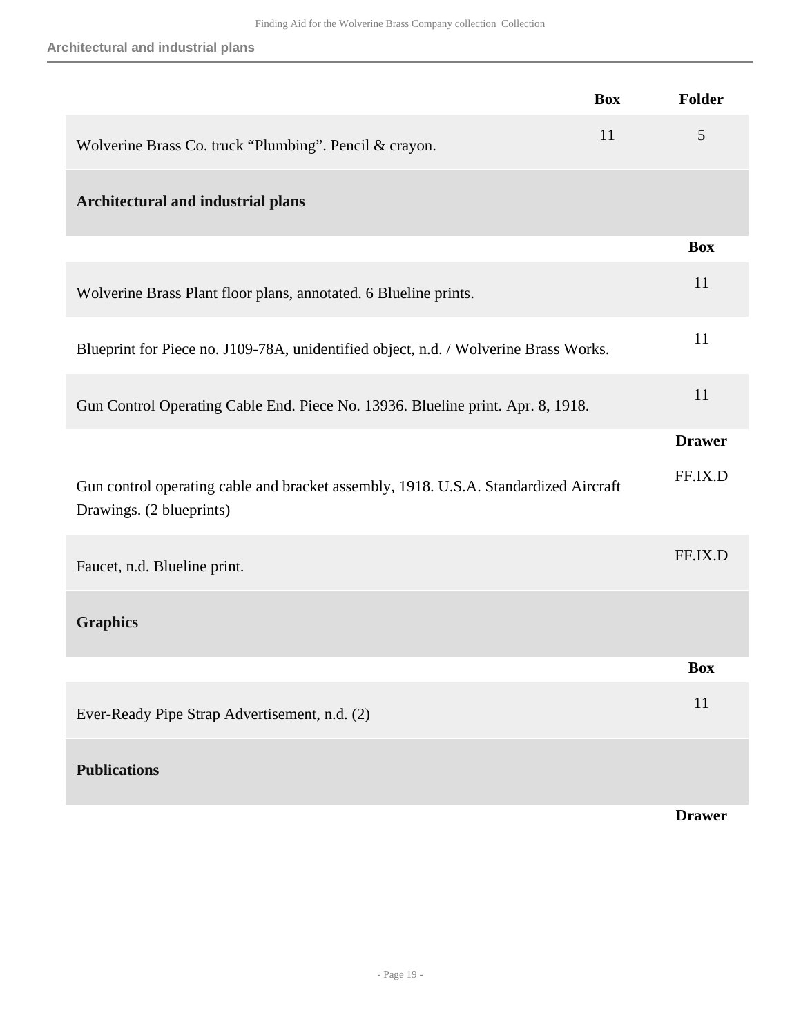| | Box | Folder |
|---|---|---|
| Wolverine Brass Co. truck “Plumbing”. Pencil & crayon. | 11 | 5 |

## Architectural and industrial plans

| | Box |
|---|---|
| Wolverine Brass Plant floor plans, annotated. 6 Blueline prints. | 11 |
| Blueprint for Piece no. J109-78A, unidentified object, n.d. / Wolverine Brass Works. | 11 |
| Gun Control Operating Cable End. Piece No. 13936. Blueline print. Apr. 8, 1918. | 11 |

| | Drawer |
|---|---|
| Gun control operating cable and bracket assembly, 1918. U.S.A. Standardized Aircraft Drawings. (2 blueprints) | FF.IX.D |
| Faucet, n.d. Blueline print. | FF.IX.D |

## Graphics

| | Box |
|---|---|
| Ever-Ready Pipe Strap Advertisement, n.d. (2) | 11 |

## Publications

| | Drawer |
|---|---|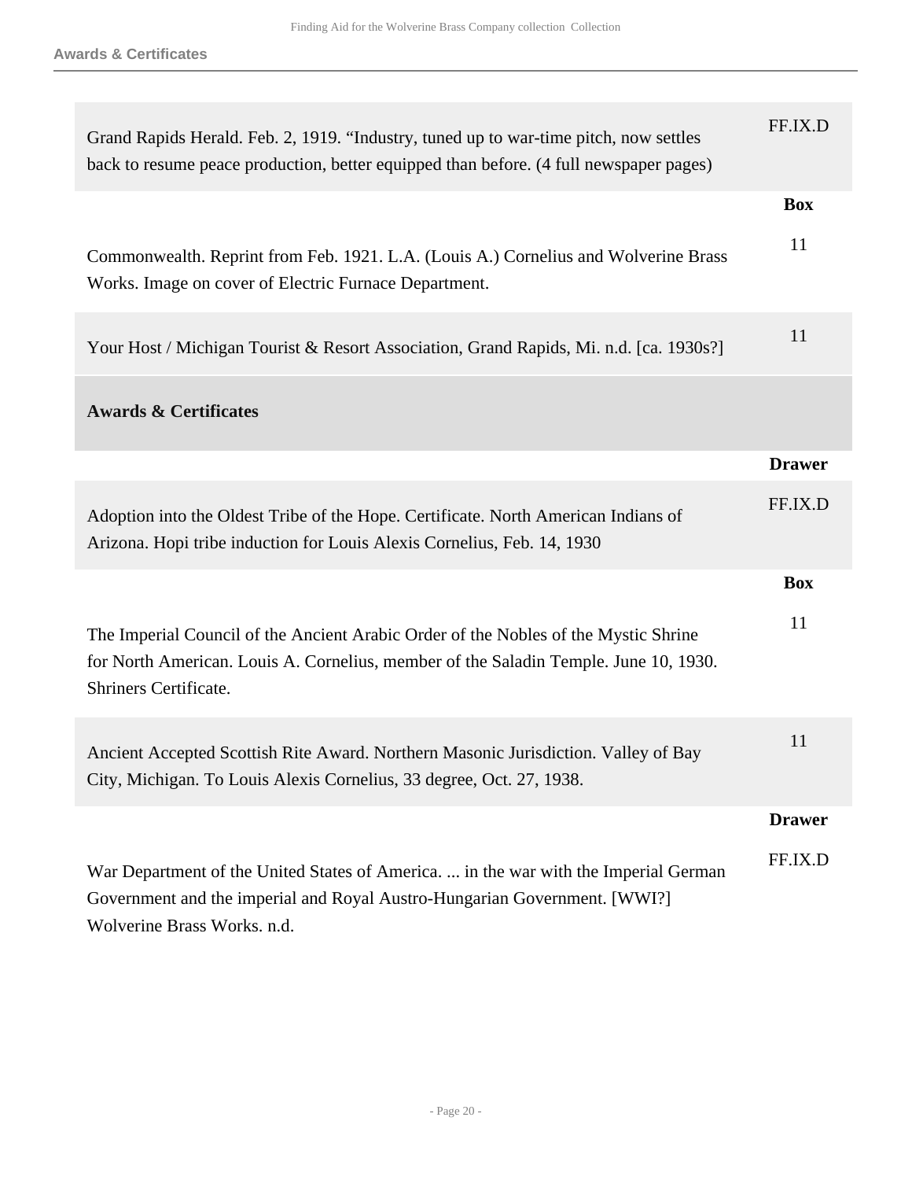| | |
|---|---|
| Grand Rapids Herald. Feb. 2, 1919. “Industry, tuned up to war-time pitch, now settles back to resume peace production, better equipped than before. (4 full newspaper pages) | FF.IX.D |
| | **Box** |
| Commonwealth. Reprint from Feb. 1921. L.A. (Louis A.) Cornelius and Wolverine Brass Works. Image on cover of Electric Furnace Department. | 11 |
| Your Host / Michigan Tourist & Resort Association, Grand Rapids, Mi. n.d. [ca. 1930s?] | 11 |

### Awards & Certificates

| | |
|---|---|
| | **Drawer** |
| Adoption into the Oldest Tribe of the Hope. Certificate. North American Indians of Arizona. Hopi tribe induction for Louis Alexis Cornelius, Feb. 14, 1930 | FF.IX.D |
| | **Box** |
| The Imperial Council of the Ancient Arabic Order of the Nobles of the Mystic Shrine for North American. Louis A. Cornelius, member of the Saladin Temple. June 10, 1930. Shriners Certificate. | 11 |
| Ancient Accepted Scottish Rite Award. Northern Masonic Jurisdiction. Valley of Bay City, Michigan. To Louis Alexis Cornelius, 33 degree, Oct. 27, 1938. | 11 |
| | **Drawer** |
| War Department of the United States of America. ... in the war with the Imperial German Government and the imperial and Royal Austro-Hungarian Government. [WWI?] Wolverine Brass Works. n.d. | FF.IX.D |